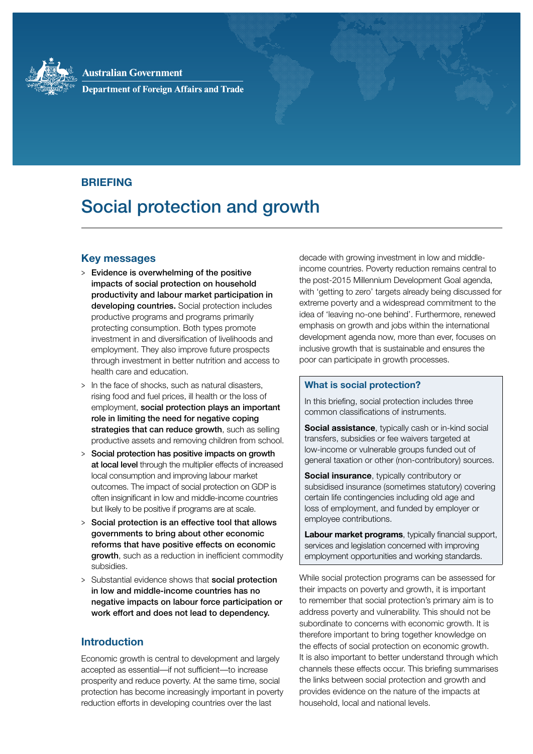Australian Government

Department of Foreign Affairs and Trade

BRIEFING

# Social protection and growth

## Key messages

> **Evidence is overwhelming of the positive impacts of social protection on household productivity and labour market participation in developing countries.** Social protection includes productive programs and programs primarily protecting consumption. Both types promote investment in and diversification of livelihoods and employment. They also improve future prospects through investment in better nutrition and access to health care and education.

> In the face of shocks, such as natural disasters, rising food and fuel prices, ill health or the loss of employment, **social protection plays an important role in limiting the need for negative coping strategies that can reduce growth**, such as selling productive assets and removing children from school.

> **Social protection has positive impacts on growth at local level** through the multiplier effects of increased local consumption and improving labour market outcomes. The impact of social protection on GDP is often insignificant in low and middle-income countries but likely to be positive if programs are at scale.

> **Social protection is an effective tool that allows governments to bring about other economic reforms that have positive effects on economic growth**, such as a reduction in inefficient commodity subsidies.

> Substantial evidence shows that **social protection in low and middle-income countries has no negative impacts on labour force participation or work effort and does not lead to dependency.**

## Introduction

Economic growth is central to development and largely accepted as essential—if not sufficient—to increase prosperity and reduce poverty. At the same time, social protection has become increasingly important in poverty reduction efforts in developing countries over the last decade with growing investment in low and middle-income countries. Poverty reduction remains central to the post-2015 Millennium Development Goal agenda, with 'getting to zero' targets already being discussed for extreme poverty and a widespread commitment to the idea of 'leaving no-one behind'. Furthermore, renewed emphasis on growth and jobs within the international development agenda now, more than ever, focuses on inclusive growth that is sustainable and ensures the poor can participate in growth processes.

### What is social protection?

In this briefing, social protection includes three common classifications of instruments.

**Social assistance**, typically cash or in-kind social transfers, subsidies or fee waivers targeted at low-income or vulnerable groups funded out of general taxation or other (non-contributory) sources.

**Social insurance**, typically contributory or subsidised insurance (sometimes statutory) covering certain life contingencies including old age and loss of employment, and funded by employer or employee contributions.

**Labour market programs**, typically financial support, services and legislation concerned with improving employment opportunities and working standards.

While social protection programs can be assessed for their impacts on poverty and growth, it is important to remember that social protection's primary aim is to address poverty and vulnerability. This should not be subordinate to concerns with economic growth. It is therefore important to bring together knowledge on the effects of social protection on economic growth. It is also important to better understand through which channels these effects occur. This briefing summarises the links between social protection and growth and provides evidence on the nature of the impacts at household, local and national levels.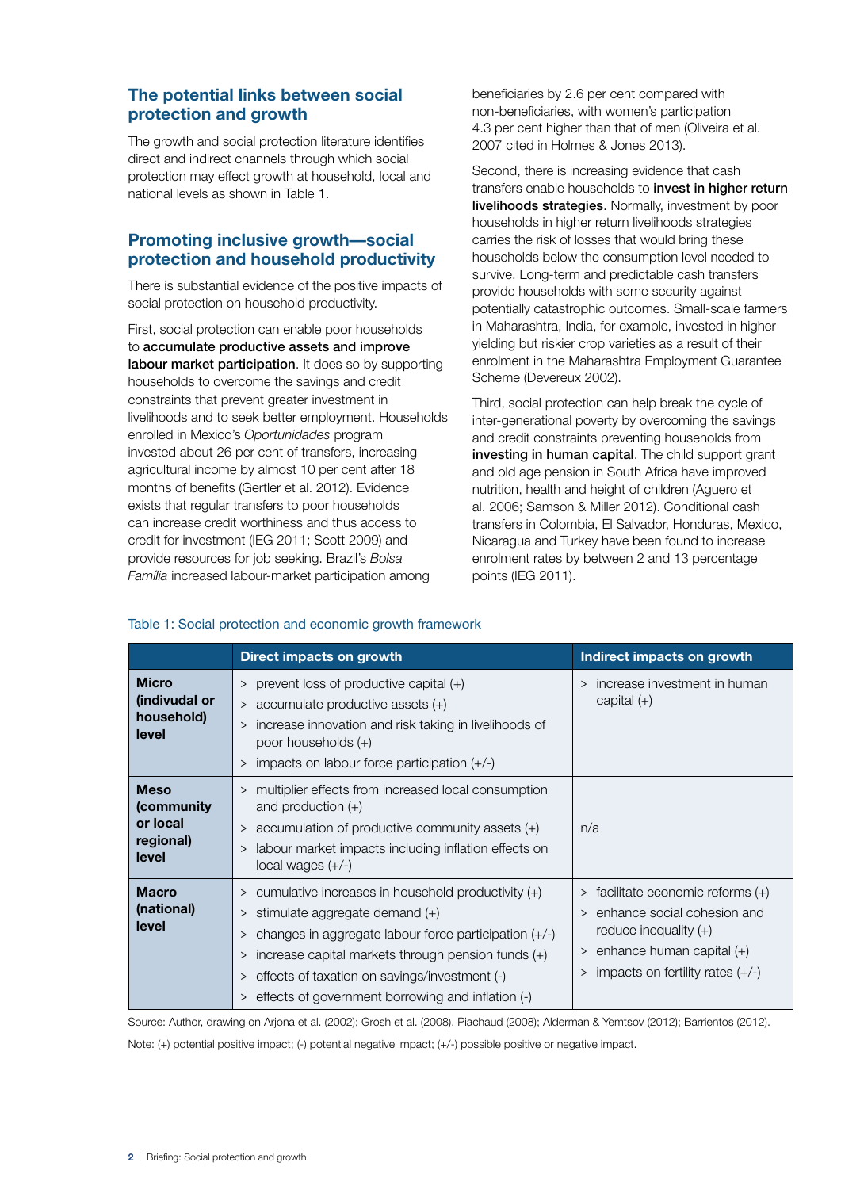## The potential links between social protection and growth

The growth and social protection literature identifies direct and indirect channels through which social protection may effect growth at household, local and national levels as shown in Table 1.

## Promoting inclusive growth—social protection and household productivity

There is substantial evidence of the positive impacts of social protection on household productivity.

First, social protection can enable poor households to **accumulate productive assets and improve labour market participation**. It does so by supporting households to overcome the savings and credit constraints that prevent greater investment in livelihoods and to seek better employment. Households enrolled in Mexico's *Oportunidades* program invested about 26 per cent of transfers, increasing agricultural income by almost 10 per cent after 18 months of benefits (Gertler et al. 2012). Evidence exists that regular transfers to poor households can increase credit worthiness and thus access to credit for investment (IEG 2011; Scott 2009) and provide resources for job seeking. Brazil's *Bolsa Familia* increased labour-market participation among beneficiaries by 2.6 per cent compared with non-beneficiaries, with women's participation 4.3 per cent higher than that of men (Oliveira et al. 2007 cited in Holmes & Jones 2013).

Second, there is increasing evidence that cash transfers enable households to **invest in higher return livelihoods strategies**. Normally, investment by poor households in higher return livelihoods strategies carries the risk of losses that would bring these households below the consumption level needed to survive. Long-term and predictable cash transfers provide households with some security against potentially catastrophic outcomes. Small-scale farmers in Maharashtra, India, for example, invested in higher yielding but riskier crop varieties as a result of their enrolment in the Maharashtra Employment Guarantee Scheme (Devereux 2002).

Third, social protection can help break the cycle of inter-generational poverty by overcoming the savings and credit constraints preventing households from **investing in human capital**. The child support grant and old age pension in South Africa have improved nutrition, health and height of children (Aguero et al. 2006; Samson & Miller 2012). Conditional cash transfers in Colombia, El Salvador, Honduras, Mexico, Nicaragua and Turkey have been found to increase enrolment rates by between 2 and 13 percentage points (IEG 2011).

Table 1: Social protection and economic growth framework

| | Direct impacts on growth | Indirect impacts on growth |
|---|---|---|
| **Micro (indivudual or household) level** | > prevent loss of productive capital (+)<br>> accumulate productive assets (+)<br>> increase innovation and risk taking in livelihoods of poor households (+)<br>> impacts on labour force participation (+/-) | > increase investment in human capital (+) |
| **Meso (community or local regional) level** | > multiplier effects from increased local consumption and production (+)<br>> accumulation of productive community assets (+)<br>> labour market impacts including inflation effects on local wages (+/-) | n/a |
| **Macro (national) level** | > cumulative increases in household productivity (+)<br>> stimulate aggregate demand (+)<br>> changes in aggregate labour force participation (+/-)<br>> increase capital markets through pension funds (+)<br>> effects of taxation on savings/investment (-)<br>> effects of government borrowing and inflation (-) | > facilitate economic reforms (+)<br>> enhance social cohesion and reduce inequality (+)<br>> enhance human capital (+)<br>> impacts on fertility rates (+/-) |

Source: Author, drawing on Arjona et al. (2002); Grosh et al. (2008), Piachaud (2008); Alderman & Yemtsov (2012); Barrientos (2012).

Note: (+) potential positive impact; (-) potential negative impact; (+/-) possible positive or negative impact.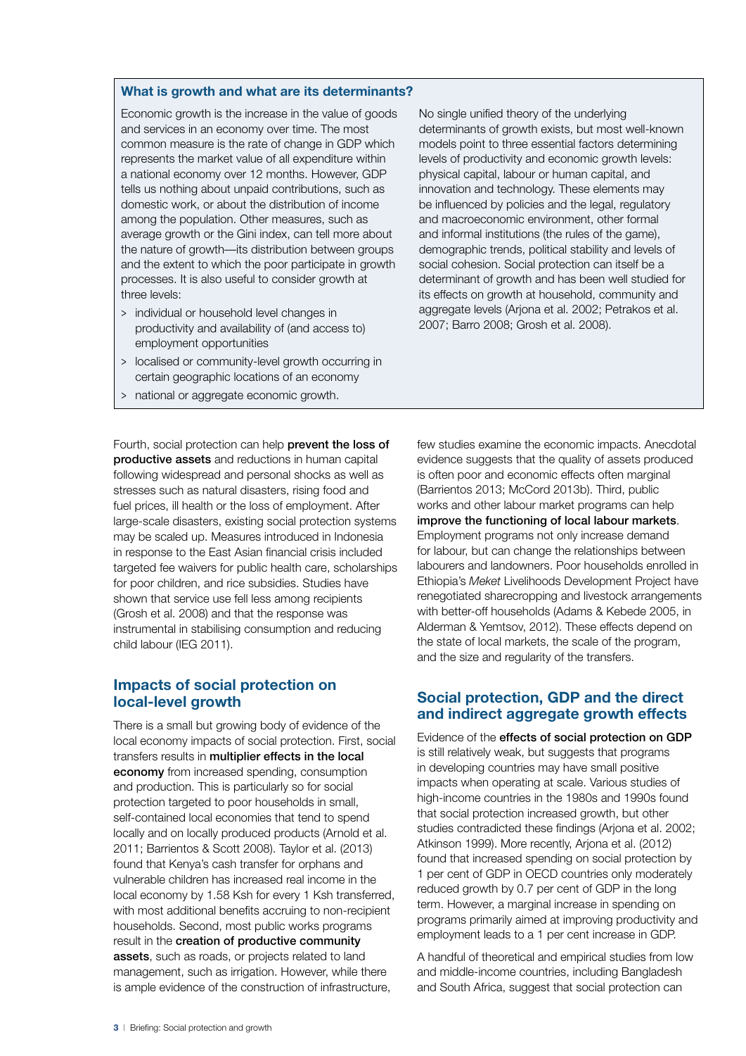### What is growth and what are its determinants?

Economic growth is the increase in the value of goods and services in an economy over time. The most common measure is the rate of change in GDP which represents the market value of all expenditure within a national economy over 12 months. However, GDP tells us nothing about unpaid contributions, such as domestic work, or about the distribution of income among the population. Other measures, such as average growth or the Gini index, can tell more about the nature of growth—its distribution between groups and the extent to which the poor participate in growth processes. It is also useful to consider growth at three levels:

> individual or household level changes in productivity and availability of (and access to) employment opportunities

> localised or community-level growth occurring in certain geographic locations of an economy

> national or aggregate economic growth.

No single unified theory of the underlying determinants of growth exists, but most well-known models point to three essential factors determining levels of productivity and economic growth levels: physical capital, labour or human capital, and innovation and technology. These elements may be influenced by policies and the legal, regulatory and macroeconomic environment, other formal and informal institutions (the rules of the game), demographic trends, political stability and levels of social cohesion. Social protection can itself be a determinant of growth and has been well studied for its effects on growth at household, community and aggregate levels (Arjona et al. 2002; Petrakos et al. 2007; Barro 2008; Grosh et al. 2008).

Fourth, social protection can help **prevent the loss of productive assets** and reductions in human capital following widespread and personal shocks as well as stresses such as natural disasters, rising food and fuel prices, ill health or the loss of employment. After large-scale disasters, existing social protection systems may be scaled up. Measures introduced in Indonesia in response to the East Asian financial crisis included targeted fee waivers for public health care, scholarships for poor children, and rice subsidies. Studies have shown that service use fell less among recipients (Grosh et al. 2008) and that the response was instrumental in stabilising consumption and reducing child labour (IEG 2011).

## Impacts of social protection on local-level growth

There is a small but growing body of evidence of the local economy impacts of social protection. First, social transfers results in **multiplier effects in the local economy** from increased spending, consumption and production. This is particularly so for social protection targeted to poor households in small, self-contained local economies that tend to spend locally and on locally produced products (Arnold et al. 2011; Barrientos & Scott 2008). Taylor et al. (2013) found that Kenya's cash transfer for orphans and vulnerable children has increased real income in the local economy by 1.58 Ksh for every 1 Ksh transferred, with most additional benefits accruing to non-recipient households. Second, most public works programs result in the **creation of productive community assets**, such as roads, or projects related to land management, such as irrigation. However, while there is ample evidence of the construction of infrastructure, few studies examine the economic impacts. Anecdotal evidence suggests that the quality of assets produced is often poor and economic effects often marginal (Barrientos 2013; McCord 2013b). Third, public works and other labour market programs can help **improve the functioning of local labour markets**. Employment programs not only increase demand for labour, but can change the relationships between labourers and landowners. Poor households enrolled in Ethiopia's *Meket* Livelihoods Development Project have renegotiated sharecropping and livestock arrangements with better-off households (Adams & Kebede 2005, in Alderman & Yemtsov, 2012). These effects depend on the state of local markets, the scale of the program, and the size and regularity of the transfers.

## Social protection, GDP and the direct and indirect aggregate growth effects

Evidence of the **effects of social protection on GDP** is still relatively weak, but suggests that programs in developing countries may have small positive impacts when operating at scale. Various studies of high-income countries in the 1980s and 1990s found that social protection increased growth, but other studies contradicted these findings (Arjona et al. 2002; Atkinson 1999). More recently, Arjona et al. (2012) found that increased spending on social protection by 1 per cent of GDP in OECD countries only moderately reduced growth by 0.7 per cent of GDP in the long term. However, a marginal increase in spending on programs primarily aimed at improving productivity and employment leads to a 1 per cent increase in GDP.

A handful of theoretical and empirical studies from low and middle-income countries, including Bangladesh and South Africa, suggest that social protection can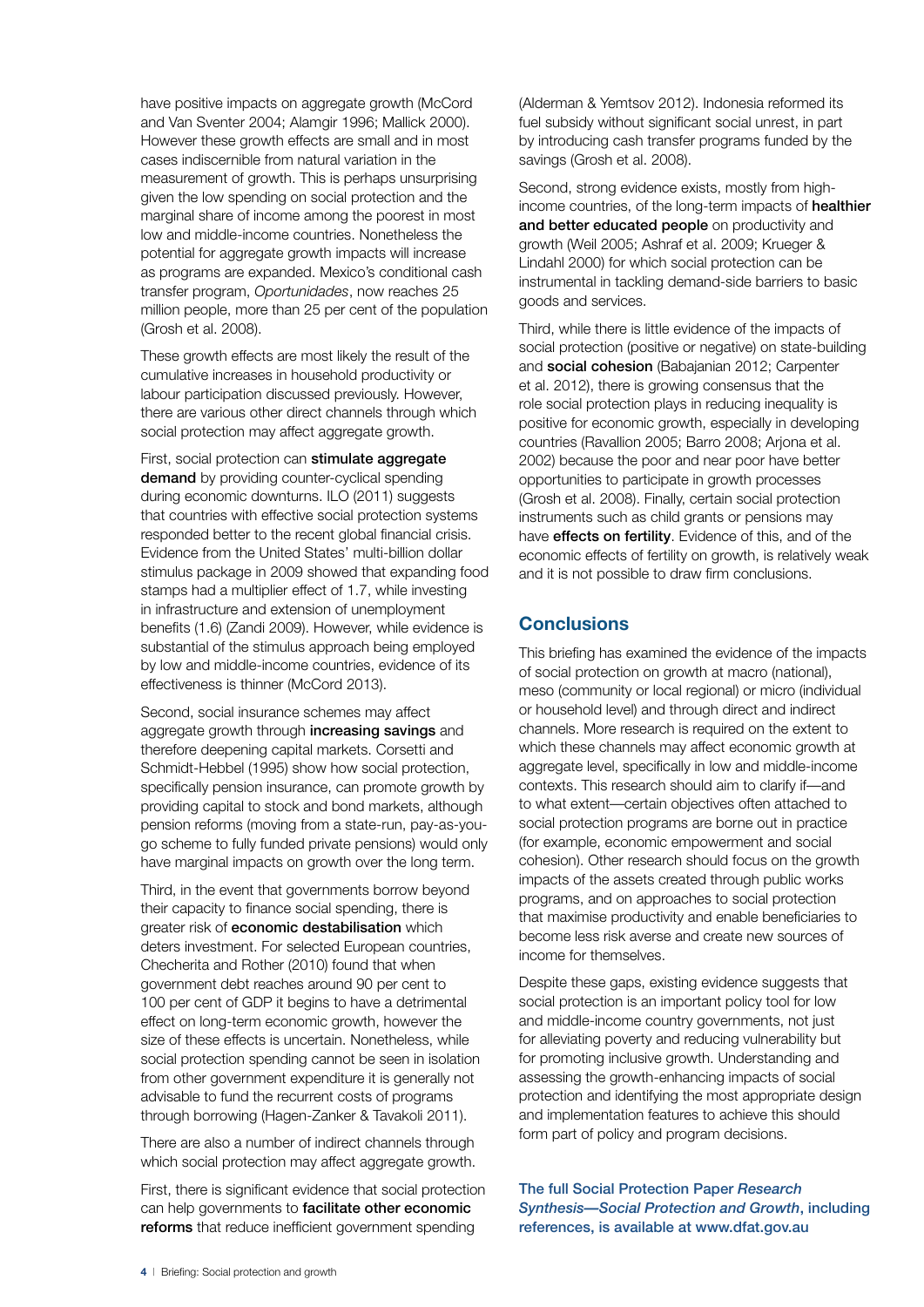have positive impacts on aggregate growth (McCord and Van Sventer 2004; Alamgir 1996; Mallick 2000). However these growth effects are small and in most cases indiscernible from natural variation in the measurement of growth. This is perhaps unsurprising given the low spending on social protection and the marginal share of income among the poorest in most low and middle-income countries. Nonetheless the potential for aggregate growth impacts will increase as programs are expanded. Mexico's conditional cash transfer program, *Oportunidades*, now reaches 25 million people, more than 25 per cent of the population (Grosh et al. 2008).

These growth effects are most likely the result of the cumulative increases in household productivity or labour participation discussed previously. However, there are various other direct channels through which social protection may affect aggregate growth.

First, social protection can **stimulate aggregate demand** by providing counter-cyclical spending during economic downturns. ILO (2011) suggests that countries with effective social protection systems responded better to the recent global financial crisis. Evidence from the United States' multi-billion dollar stimulus package in 2009 showed that expanding food stamps had a multiplier effect of 1.7, while investing in infrastructure and extension of unemployment benefits (1.6) (Zandi 2009). However, while evidence is substantial of the stimulus approach being employed by low and middle-income countries, evidence of its effectiveness is thinner (McCord 2013).

Second, social insurance schemes may affect aggregate growth through **increasing savings** and therefore deepening capital markets. Corsetti and Schmidt-Hebbel (1995) show how social protection, specifically pension insurance, can promote growth by providing capital to stock and bond markets, although pension reforms (moving from a state-run, pay-as-you-go scheme to fully funded private pensions) would only have marginal impacts on growth over the long term.

Third, in the event that governments borrow beyond their capacity to finance social spending, there is greater risk of **economic destabilisation** which deters investment. For selected European countries, Checherita and Rother (2010) found that when government debt reaches around 90 per cent to 100 per cent of GDP it begins to have a detrimental effect on long-term economic growth, however the size of these effects is uncertain. Nonetheless, while social protection spending cannot be seen in isolation from other government expenditure it is generally not advisable to fund the recurrent costs of programs through borrowing (Hagen-Zanker & Tavakoli 2011).

There are also a number of indirect channels through which social protection may affect aggregate growth.

First, there is significant evidence that social protection can help governments to **facilitate other economic reforms** that reduce inefficient government spending (Alderman & Yemtsov 2012). Indonesia reformed its fuel subsidy without significant social unrest, in part by introducing cash transfer programs funded by the savings (Grosh et al. 2008).

Second, strong evidence exists, mostly from high-income countries, of the long-term impacts of **healthier and better educated people** on productivity and growth (Weil 2005; Ashraf et al. 2009; Krueger & Lindahl 2000) for which social protection can be instrumental in tackling demand-side barriers to basic goods and services.

Third, while there is little evidence of the impacts of social protection (positive or negative) on state-building and **social cohesion** (Babajanian 2012; Carpenter et al. 2012), there is growing consensus that the role social protection plays in reducing inequality is positive for economic growth, especially in developing countries (Ravallion 2005; Barro 2008; Arjona et al. 2002) because the poor and near poor have better opportunities to participate in growth processes (Grosh et al. 2008). Finally, certain social protection instruments such as child grants or pensions may have **effects on fertility**. Evidence of this, and of the economic effects of fertility on growth, is relatively weak and it is not possible to draw firm conclusions.

## Conclusions

This briefing has examined the evidence of the impacts of social protection on growth at macro (national), meso (community or local regional) or micro (individual or household level) and through direct and indirect channels. More research is required on the extent to which these channels may affect economic growth at aggregate level, specifically in low and middle-income contexts. This research should aim to clarify if—and to what extent—certain objectives often attached to social protection programs are borne out in practice (for example, economic empowerment and social cohesion). Other research should focus on the growth impacts of the assets created through public works programs, and on approaches to social protection that maximise productivity and enable beneficiaries to become less risk averse and create new sources of income for themselves.

Despite these gaps, existing evidence suggests that social protection is an important policy tool for low and middle-income country governments, not just for alleviating poverty and reducing vulnerability but for promoting inclusive growth. Understanding and assessing the growth-enhancing impacts of social protection and identifying the most appropriate design and implementation features to achieve this should form part of policy and program decisions.

**The full Social Protection Paper *Research Synthesis—Social Protection and Growth*, including references, is available at www.dfat.gov.au**